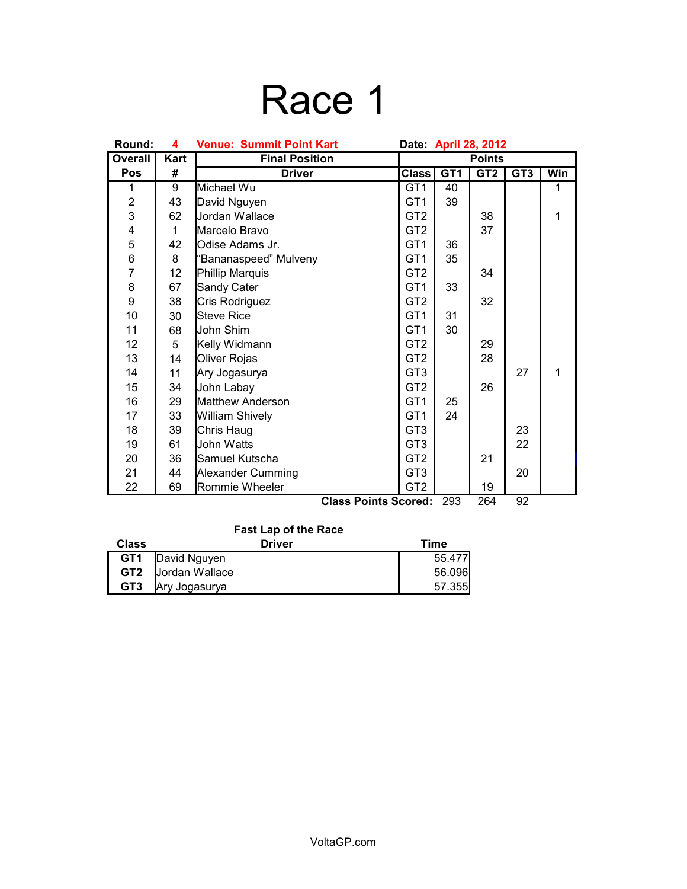# Race 1

**Round:** 4 **Venue: Summit Point Kart** **Date:** April 28, 2012

| Overall Pos | Kart # | Final Position Driver | Class | GT1 | GT2 | GT3 | Win |
|---|---|---|---|---|---|---|---|
| 1 | 9 | Michael Wu | GT1 | 40 | | | 1 |
| 2 | 43 | David Nguyen | GT1 | 39 | | | |
| 3 | 62 | Jordan Wallace | GT2 | | 38 | | 1 |
| 4 | 1 | Marcelo Bravo | GT2 | | 37 | | |
| 5 | 42 | Odise Adams Jr. | GT1 | 36 | | | |
| 6 | 8 | "Bananaspeed" Mulveny | GT1 | 35 | | | |
| 7 | 12 | Phillip Marquis | GT2 | | 34 | | |
| 8 | 67 | Sandy Cater | GT1 | 33 | | | |
| 9 | 38 | Cris Rodriguez | GT2 | | 32 | | |
| 10 | 30 | Steve Rice | GT1 | 31 | | | |
| 11 | 68 | John Shim | GT1 | 30 | | | |
| 12 | 5 | Kelly Widmann | GT2 | | 29 | | |
| 13 | 14 | Oliver Rojas | GT2 | | 28 | | |
| 14 | 11 | Ary Jogasurya | GT3 | | | 27 | 1 |
| 15 | 34 | John Labay | GT2 | | 26 | | |
| 16 | 29 | Matthew Anderson | GT1 | 25 | | | |
| 17 | 33 | William Shively | GT1 | 24 | | | |
| 18 | 39 | Chris Haug | GT3 | | | 23 | |
| 19 | 61 | John Watts | GT3 | | | 22 | |
| 20 | 36 | Samuel Kutscha | GT2 | | 21 | | |
| 21 | 44 | Alexander Cumming | GT3 | | | 20 | |
| 22 | 69 | Rommie Wheeler | GT2 | | 19 | | |
| | | | **Class Points Scored:** | 293 | 264 | 92 | |

**Fast Lap of the Race**

| Class | Driver | Time |
|---|---|---|
| **GT1** | David Nguyen | 55.477 |
| **GT2** | Jordan Wallace | 56.096 |
| **GT3** | Ary Jogasurya | 57.355 |

VoltaGP.com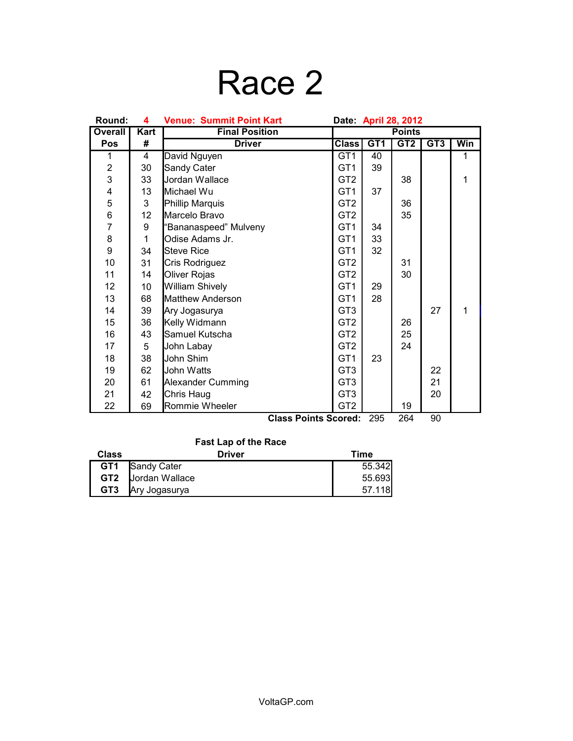# Race 2

**Round:** 4 **Venue: Summit Point Kart** **Date:** April 28, 2012

| Overall | Kart | Final Position | Points | | | | |
|---|---|---|---|---|---|---|---|
| **Pos** | **#** | **Driver** | **Class** | **GT1** | **GT2** | **GT3** | **Win** |
| 1 | 4 | David Nguyen | GT1 | 40 | | | 1 |
| 2 | 30 | Sandy Cater | GT1 | 39 | | | |
| 3 | 33 | Jordan Wallace | GT2 | | 38 | | 1 |
| 4 | 13 | Michael Wu | GT1 | 37 | | | |
| 5 | 3 | Phillip Marquis | GT2 | | 36 | | |
| 6 | 12 | Marcelo Bravo | GT2 | | 35 | | |
| 7 | 9 | "Bananaspeed" Mulveny | GT1 | 34 | | | |
| 8 | 1 | Odise Adams Jr. | GT1 | 33 | | | |
| 9 | 34 | Steve Rice | GT1 | 32 | | | |
| 10 | 31 | Cris Rodriguez | GT2 | | 31 | | |
| 11 | 14 | Oliver Rojas | GT2 | | 30 | | |
| 12 | 10 | William Shively | GT1 | 29 | | | |
| 13 | 68 | Matthew Anderson | GT1 | 28 | | | |
| 14 | 39 | Ary Jogasurya | GT3 | | | 27 | 1 |
| 15 | 36 | Kelly Widmann | GT2 | | 26 | | |
| 16 | 43 | Samuel Kutscha | GT2 | | 25 | | |
| 17 | 5 | John Labay | GT2 | | 24 | | |
| 18 | 38 | John Shim | GT1 | 23 | | | |
| 19 | 62 | John Watts | GT3 | | | 22 | |
| 20 | 61 | Alexander Cumming | GT3 | | | 21 | |
| 21 | 42 | Chris Haug | GT3 | | | 20 | |
| 22 | 69 | Rommie Wheeler | GT2 | | 19 | | |
| | | | **Class Points Scored:** | 295 | 264 | 90 | |

**Fast Lap of the Race**

| Class | Driver | Time |
|---|---|---|
| **GT1** | Sandy Cater | 55.342 |
| **GT2** | Jordan Wallace | 55.693 |
| **GT3** | Ary Jogasurya | 57.118 |

VoltaGP.com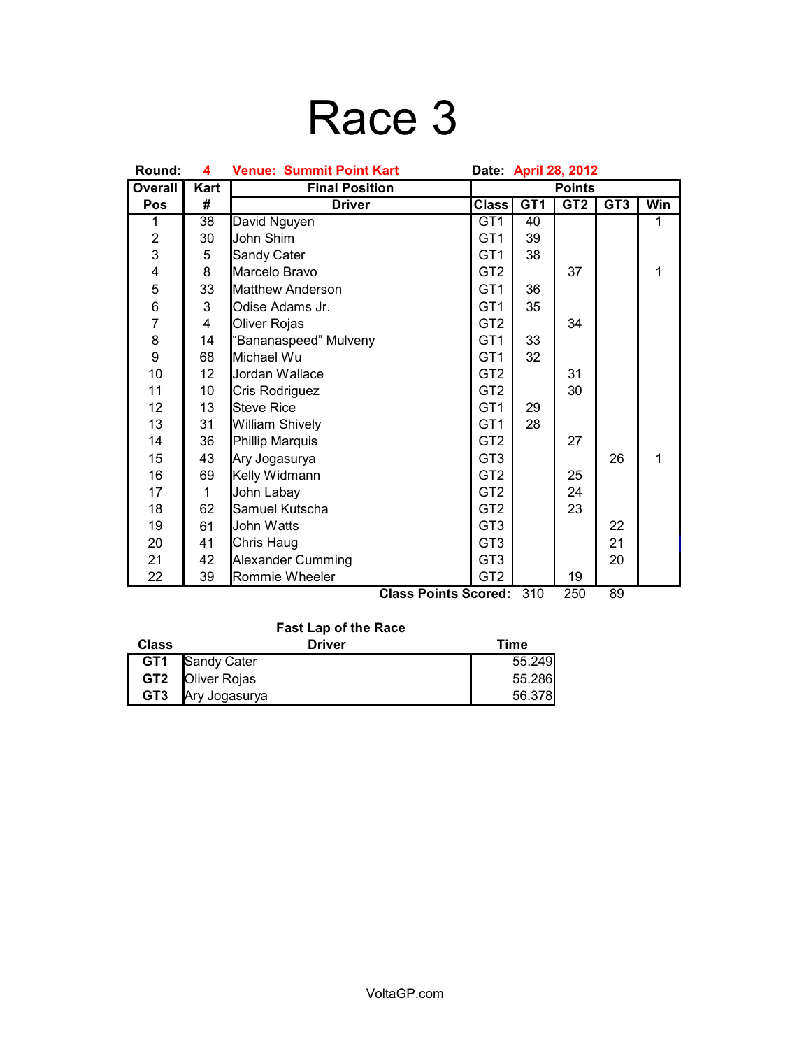# Race 3

**Round:** 4 **Venue: Summit Point Kart** **Date:** April 28, 2012

| Overall | Kart | Final Position | Points | | | | |
|---|---|---|---|---|---|---|---|
| **Pos** | **#** | **Driver** | **Class** | **GT1** | **GT2** | **GT3** | **Win** |
| 1 | 38 | David Nguyen | GT1 | 40 | | | 1 |
| 2 | 30 | John Shim | GT1 | 39 | | | |
| 3 | 5 | Sandy Cater | GT1 | 38 | | | |
| 4 | 8 | Marcelo Bravo | GT2 | | 37 | | 1 |
| 5 | 33 | Matthew Anderson | GT1 | 36 | | | |
| 6 | 3 | Odise Adams Jr. | GT1 | 35 | | | |
| 7 | 4 | Oliver Rojas | GT2 | | 34 | | |
| 8 | 14 | "Bananaspeed" Mulveny | GT1 | 33 | | | |
| 9 | 68 | Michael Wu | GT1 | 32 | | | |
| 10 | 12 | Jordan Wallace | GT2 | | 31 | | |
| 11 | 10 | Cris Rodriguez | GT2 | | 30 | | |
| 12 | 13 | Steve Rice | GT1 | 29 | | | |
| 13 | 31 | William Shively | GT1 | 28 | | | |
| 14 | 36 | Phillip Marquis | GT2 | | 27 | | |
| 15 | 43 | Ary Jogasurya | GT3 | | | 26 | 1 |
| 16 | 69 | Kelly Widmann | GT2 | | 25 | | |
| 17 | 1 | John Labay | GT2 | | 24 | | |
| 18 | 62 | Samuel Kutscha | GT2 | | 23 | | |
| 19 | 61 | John Watts | GT3 | | | 22 | |
| 20 | 41 | Chris Haug | GT3 | | | 21 | |
| 21 | 42 | Alexander Cumming | GT3 | | | 20 | |
| 22 | 39 | Rommie Wheeler | GT2 | | 19 | | |
| | | | **Class Points Scored:** | 310 | 250 | 89 | |

**Fast Lap of the Race**

| Class | Driver | Time |
|---|---|---|
| **GT1** | Sandy Cater | 55.249 |
| **GT2** | Oliver Rojas | 55.286 |
| **GT3** | Ary Jogasurya | 56.378 |

VoltaGP.com